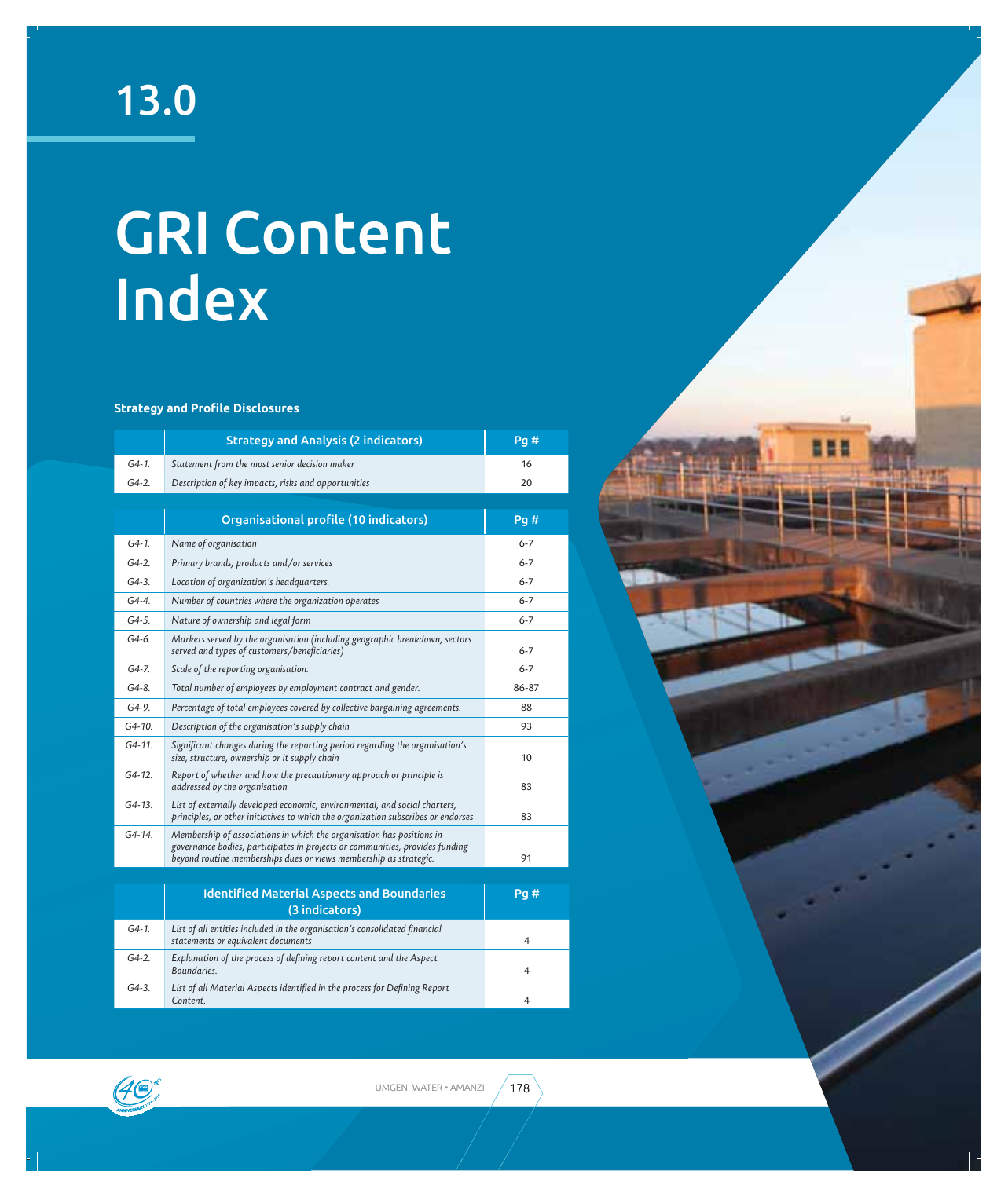# 13.0

# GRI Content Index

**Strategy and Profile Disclosures**

| | Strategy and Analysis (2 indicators) | Pg # |
|---|---|---|
| *G4-1.* | *Statement from the most senior decision maker* | 16 |
| *G4-2.* | *Description of key impacts, risks and opportunities* | 20 |

| | Organisational profile (10 indicators) | Pg # |
|---|---|---|
| *G4-1.* | *Name of organisation* | 6-7 |
| *G4-2.* | *Primary brands, products and/or services* | 6-7 |
| *G4-3.* | *Location of organization's headquarters.* | 6-7 |
| *G4-4.* | *Number of countries where the organization operates* | 6-7 |
| *G4-5.* | *Nature of ownership and legal form* | 6-7 |
| *G4-6.* | *Markets served by the organisation (including geographic breakdown, sectors served and types of customers/beneficiaries)* | 6-7 |
| *G4-7.* | *Scale of the reporting organisation.* | 6-7 |
| *G4-8.* | *Total number of employees by employment contract and gender.* | 86-87 |
| *G4-9.* | *Percentage of total employees covered by collective bargaining agreements.* | 88 |
| *G4-10.* | *Description of the organisation's supply chain* | 93 |
| *G4-11.* | *Significant changes during the reporting period regarding the organisation's size, structure, ownership or it supply chain* | 10 |
| *G4-12.* | *Report of whether and how the precautionary approach or principle is addressed by the organisation* | 83 |
| *G4-13.* | *List of externally developed economic, environmental, and social charters, principles, or other initiatives to which the organization subscribes or endorses* | 83 |
| *G4-14.* | *Membership of associations in which the organisation has positions in governance bodies, participates in projects or communities, provides funding beyond routine memberships dues or views membership as strategic.* | 91 |

| | Identified Material Aspects and Boundaries (3 indicators) | Pg # |
|---|---|---|
| *G4-1.* | *List of all entities included in the organisation's consolidated financial statements or equivalent documents* | 4 |
| *G4-2.* | *Explanation of the process of defining report content and the Aspect Boundaries.* | 4 |
| *G4-3.* | *List of all Material Aspects identified in the process for Defining Report Content.* | 4 |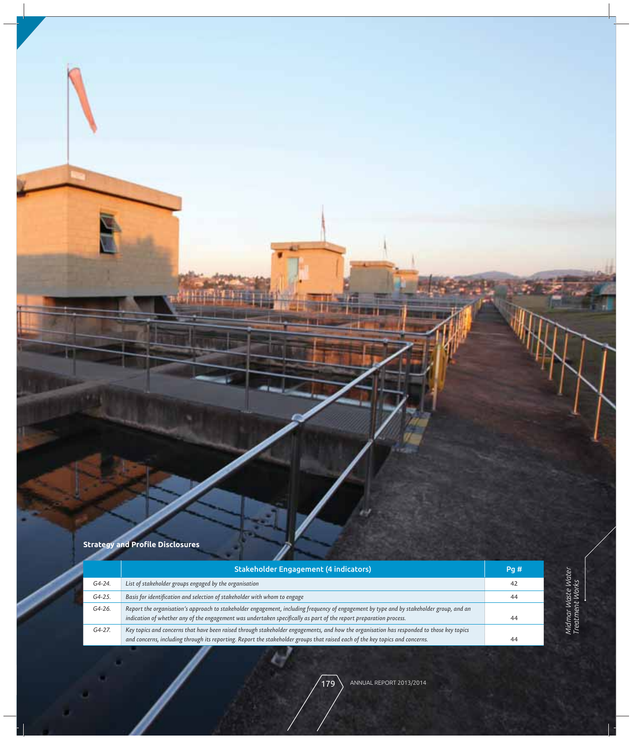**Strategy and Profile Disclosures**

| | Stakeholder Engagement (4 indicators) | Pg # |
|---|---|---|
| G4-24. | *List of stakeholder groups engaged by the organisation* | 42 |
| G4-25. | *Basis for identification and selection of stakeholder with whom to engage* | 44 |
| G4-26. | *Report the organisation's approach to stakeholder engagement, including frequency of engagement by type and by stakeholder group, and an indication of whether any of the engagement was undertaken specifically as part of the report preparation process.* | 44 |
| G4-27. | *Key topics and concerns that have been raised through stakeholder engagements, and how the organisation has responded to those key topics and concerns, including through its reporting. Report the stakeholder groups that raised each of the key topics and concerns.* | 44 |

*Midmar Waste Water Treatment Works*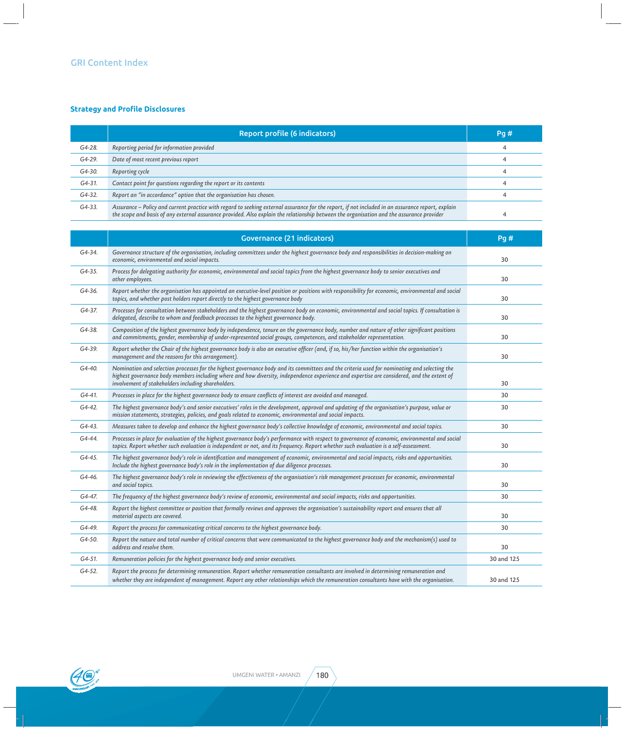## GRI Content Index

### Strategy and Profile Disclosures

| | Report profile (6 indicators) | Pg # |
|---|---|---|
| G4-28. | *Reporting period for information provided* | 4 |
| G4-29. | *Date of most recent previous report* | 4 |
| G4-30. | *Reporting cycle* | 4 |
| G4-31. | *Contact point for questions regarding the report or its contents* | 4 |
| G4-32. | *Report an "in accordance" option that the organisation has chosen.* | 4 |
| G4-33. | *Assurance – Policy and current practice with regard to seeking external assurance for the report, if not included in an assurance report, explain the scope and basis of any external assurance provided. Also explain the relationship between the organisation and the assurance provider* | 4 |

| | Governance (21 indicators) | Pg # |
|---|---|---|
| G4-34. | *Governance structure of the organisation, including committees under the highest governance body and responsibilities in decision-making on economic, environmental and social impacts.* | 30 |
| G4-35. | *Process for delegating authority for economic, environmental and social topics from the highest governance body to senior executives and other employees.* | 30 |
| G4-36. | *Report whether the organisation has appointed an executive-level position or positions with responsibility for economic, environmental and social topics, and whether post holders report directly to the highest governance body* | 30 |
| G4-37. | *Processes for consultation between stakeholders and the highest governance body on economic, environmental and social topics. If consultation is delegated, describe to whom and feedback processes to the highest governance body.* | 30 |
| G4-38. | *Composition of the highest governance body by independence, tenure on the governance body, number and nature of other significant positions and commitments, gender, membership of under-represented social groups, competences, and stakeholder representation.* | 30 |
| G4-39. | *Report whether the Chair of the highest governance body is also an executive officer (and, if so, his/her function within the organisation's management and the reasons for this arrangement).* | 30 |
| G4-40. | *Nomination and selection processes for the highest governance body and its committees and the criteria used for nominating and selecting the highest governance body members including where and how diversity, independence experience and expertise are considered, and the extent of involvement of stakeholders including shareholders.* | 30 |
| G4-41. | *Processes in place for the highest governance body to ensure conflicts of interest are avoided and managed.* | 30 |
| G4-42. | *The highest governance body's and senior executives' roles in the development, approval and updating of the organisation's purpose, value or mission statements, strategies, policies, and goals related to economic, environmental and social impacts.* | 30 |
| G4-43. | *Measures taken to develop and enhance the highest governance body's collective knowledge of economic, environmental and social topics.* | 30 |
| G4-44. | *Processes in place for evaluation of the highest governance body's performance with respect to governance of economic, environmental and social topics. Report whether such evaluation is independent or not, and its frequency. Report whether such evaluation is a self-assessment.* | 30 |
| G4-45. | *The highest governance body's role in identification and management of economic, environmental and social impacts, risks and opportunities. Include the highest governance body's role in the implementation of due diligence processes.* | 30 |
| G4-46. | *The highest governance body's role in reviewing the effectiveness of the organisation's risk management processes for economic, environmental and social topics.* | 30 |
| G4-47. | *The frequency of the highest governance body's review of economic, environmental and social impacts, risks and opportunities.* | 30 |
| G4-48. | *Report the highest committee or position that formally reviews and approves the organisation's sustainability report and ensures that all material aspects are covered.* | 30 |
| G4-49. | *Report the process for communicating critical concerns to the highest governance body.* | 30 |
| G4-50. | *Report the nature and total number of critical concerns that were communicated to the highest governance body and the mechanism(s) used to address and resolve them.* | 30 |
| G4-51. | *Remuneration policies for the highest governance body and senior executives.* | 30 and 125 |
| G4-52. | *Report the process for determining remuneration. Report whether remuneration consultants are involved in determining remuneration and whether they are independent of management. Report any other relationships which the remuneration consultants have with the organisation.* | 30 and 125 |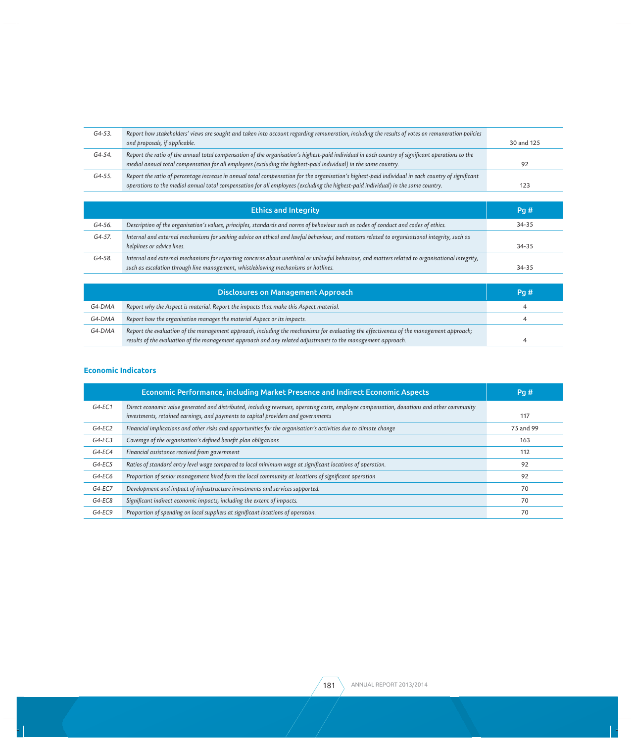| | | |
|---|---|---|
| G4-53. | *Report how stakeholders' views are sought and taken into account regarding remuneration, including the results of votes on remuneration policies and proposals, if applicable.* | 30 and 125 |
| G4-54. | *Report the ratio of the annual total compensation of the organisation's highest-paid individual in each country of significant operations to the medial annual total compensation for all employees (excluding the highest-paid individual) in the same country.* | 92 |
| G4-55. | *Report the ratio of percentage increase in annual total compensation for the organisation's highest-paid individual in each country of significant operations to the medial annual total compensation for all employees (excluding the highest-paid individual) in the same country.* | 123 |

| | Ethics and Integrity | Pg # |
|---|---|---|
| G4-56. | *Description of the organisation's values, principles, standards and norms of behaviour such as codes of conduct and codes of ethics.* | 34-35 |
| G4-57. | *Internal and external mechanisms for seeking advice on ethical and lawful behaviour, and matters related to organisational integrity, such as helplines or advice lines.* | 34-35 |
| G4-58. | *Internal and external mechanisms for reporting concerns about unethical or unlawful behaviour, and matters related to organisational integrity, such as escalation through line management, whistleblowing mechanisms or hotlines.* | 34-35 |

| | Disclosures on Management Approach | Pg # |
|---|---|---|
| G4-DMA | *Report why the Aspect is material. Report the impacts that make this Aspect material.* | 4 |
| G4-DMA | *Report how the organisation manages the material Aspect or its impacts.* | 4 |
| G4-DMA | *Report the evaluation of the management approach, including the mechanisms for evaluating the effectiveness of the management approach; results of the evaluation of the management approach and any related adjustments to the management approach.* | 4 |

## Economic Indicators

| | Economic Performance, including Market Presence and Indirect Economic Aspects | Pg # |
|---|---|---|
| G4-EC1 | *Direct economic value generated and distributed, including revenues, operating costs, employee compensation, donations and other community investments, retained earnings, and payments to capital providers and governments* | 117 |
| G4-EC2 | *Financial implications and other risks and opportunities for the organisation's activities due to climate change* | 75 and 99 |
| G4-EC3 | *Coverage of the organisation's defined benefit plan obligations* | 163 |
| G4-EC4 | *Financial assistance received from government* | 112 |
| G4-EC5 | *Ratios of standard entry level wage compared to local minimum wage at significant locations of operation.* | 92 |
| G4-EC6 | *Proportion of senior management hired form the local community at locations of significant operation* | 92 |
| G4-EC7 | *Development and impact of infrastructure investments and services supported.* | 70 |
| G4-EC8 | *Significant indirect economic impacts, including the extent of impacts.* | 70 |
| G4-EC9 | *Proportion of spending on local suppliers at significant locations of operation.* | 70 |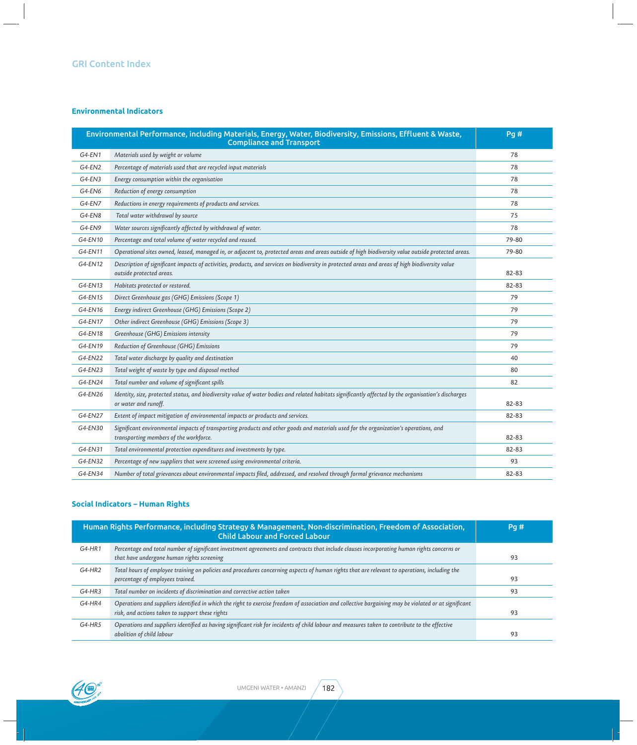## GRI Content Index

### Environmental Indicators

| Environmental Performance, including Materials, Energy, Water, Biodiversity, Emissions, Effluent & Waste, Compliance and Transport | | Pg # |
|---|---|---|
| G4-EN1 | *Materials used by weight or volume* | 78 |
| G4-EN2 | *Percentage of materials used that are recycled input materials* | 78 |
| G4-EN3 | *Energy consumption within the organisation* | 78 |
| G4-EN6 | *Reduction of energy consumption* | 78 |
| G4-EN7 | *Reductions in energy requirements of products and services.* | 78 |
| G4-EN8 | *Total water withdrawal by source* | 75 |
| G4-EN9 | *Water sources significantly affected by withdrawal of water.* | 78 |
| G4-EN10 | *Percentage and total volume of water recycled and reused.* | 79-80 |
| G4-EN11 | *Operational sites owned, leased, managed in, or adjacent to, protected areas and areas outside of high biodiversity value outside protected areas.* | 79-80 |
| G4-EN12 | *Description of significant impacts of activities, products, and services on biodiversity in protected areas and areas of high biodiversity value outside protected areas.* | 82-83 |
| G4-EN13 | *Habitats protected or restored.* | 82-83 |
| G4-EN15 | *Direct Greenhouse gas (GHG) Emissions (Scope 1)* | 79 |
| G4-EN16 | *Energy indirect Greenhouse (GHG) Emissions (Scope 2)* | 79 |
| G4-EN17 | *Other indirect Greenhouse (GHG) Emissions (Scope 3)* | 79 |
| G4-EN18 | *Greenhouse (GHG) Emissions intensity* | 79 |
| G4-EN19 | *Reduction of Greenhouse (GHG) Emissions* | 79 |
| G4-EN22 | *Total water discharge by quality and destination* | 40 |
| G4-EN23 | *Total weight of waste by type and disposal method* | 80 |
| G4-EN24 | *Total number and volume of significant spills* | 82 |
| G4-EN26 | *Identity, size, protected status, and biodiversity value of water bodies and related habitats significantly affected by the organisation's discharges or water and runoff.* | 82-83 |
| G4-EN27 | *Extent of impact mitigation of environmental impacts or products and services.* | 82-83 |
| G4-EN30 | *Significant environmental impacts of transporting products and other goods and materials used for the organization's operations, and transporting members of the workforce.* | 82-83 |
| G4-EN31 | *Total environmental protection expenditures and investments by type.* | 82-83 |
| G4-EN32 | *Percentage of new suppliers that were screened using environmental criteria.* | 93 |
| G4-EN34 | *Number of total grievances about environmental impacts filed, addressed, and resolved through formal grievance mechanisms* | 82-83 |

### Social Indicators – Human Rights

| Human Rights Performance, including Strategy & Management, Non-discrimination, Freedom of Association, Child Labour and Forced Labour | | Pg # |
|---|---|---|
| G4-HR1 | *Percentage and total number of significant investment agreements and contracts that include clauses incorporating human rights concerns or that have undergone human rights screening* | 93 |
| G4-HR2 | *Total hours of employee training on policies and procedures concerning aspects of human rights that are relevant to operations, including the percentage of employees trained.* | 93 |
| G4-HR3 | *Total number on incidents of discrimination and corrective action taken* | 93 |
| G4-HR4 | *Operations and suppliers identified in which the right to exercise freedom of association and collective bargaining may be violated or at significant risk, and actions taken to support these rights* | 93 |
| G4-HR5 | *Operations and suppliers identified as having significant risk for incidents of child labour and measures taken to contribute to the effective abolition of child labour* | 93 |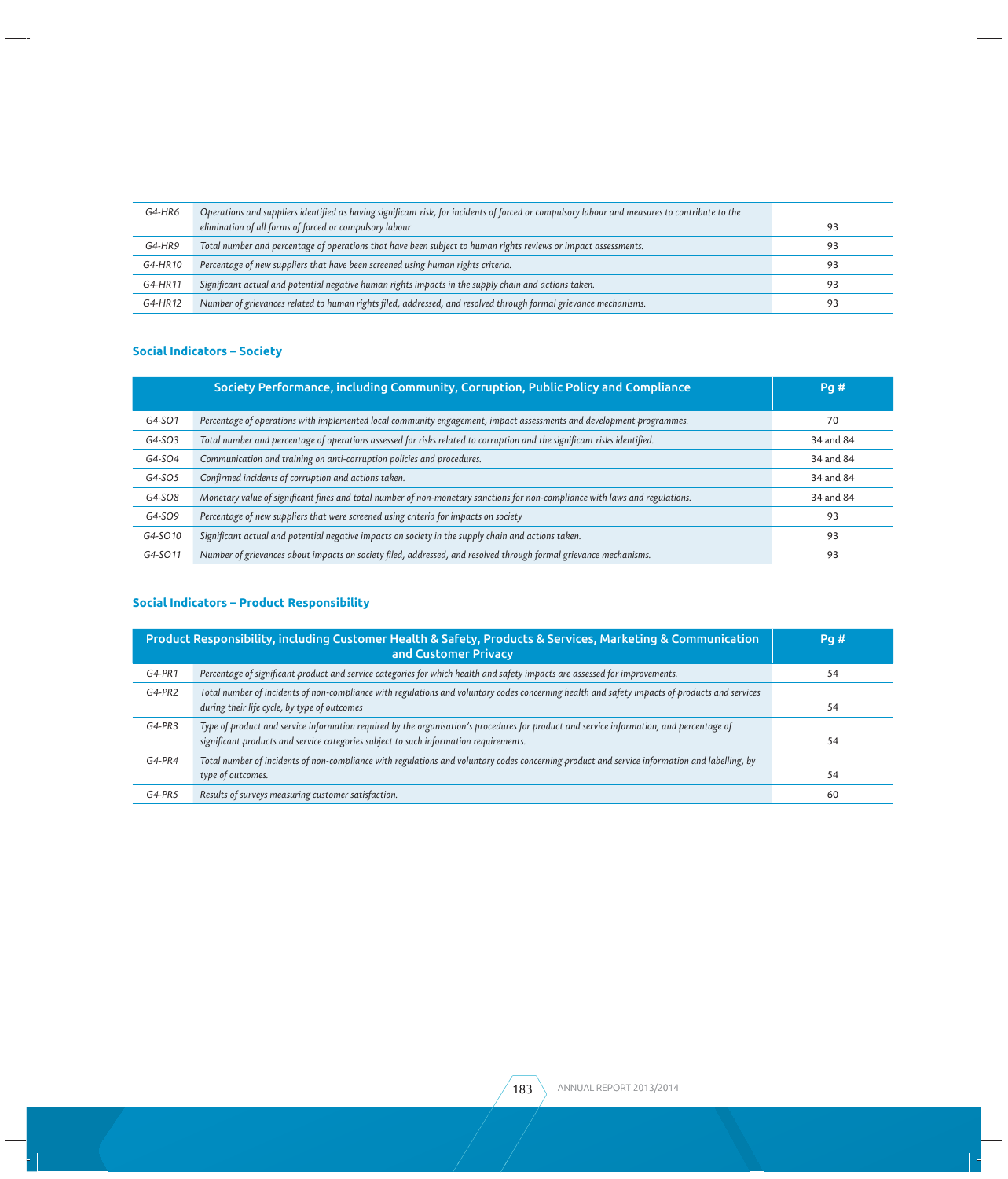| | | |
|---|---|---|
| *G4-HR6* | *Operations and suppliers identified as having significant risk, for incidents of forced or compulsory labour and measures to contribute to the elimination of all forms of forced or compulsory labour* | 93 |
| *G4-HR9* | *Total number and percentage of operations that have been subject to human rights reviews or impact assessments.* | 93 |
| *G4-HR10* | *Percentage of new suppliers that have been screened using human rights criteria.* | 93 |
| *G4-HR11* | *Significant actual and potential negative human rights impacts in the supply chain and actions taken.* | 93 |
| *G4-HR12* | *Number of grievances related to human rights filed, addressed, and resolved through formal grievance mechanisms.* | 93 |

### Social Indicators – Society

| | Society Performance, including Community, Corruption, Public Policy and Compliance | Pg # |
|---|---|---|
| *G4-SO1* | *Percentage of operations with implemented local community engagement, impact assessments and development programmes.* | 70 |
| *G4-SO3* | *Total number and percentage of operations assessed for risks related to corruption and the significant risks identified.* | 34 and 84 |
| *G4-SO4* | *Communication and training on anti-corruption policies and procedures.* | 34 and 84 |
| *G4-SO5* | *Confirmed incidents of corruption and actions taken.* | 34 and 84 |
| *G4-SO8* | *Monetary value of significant fines and total number of non-monetary sanctions for non-compliance with laws and regulations.* | 34 and 84 |
| *G4-SO9* | *Percentage of new suppliers that were screened using criteria for impacts on society* | 93 |
| *G4-SO10* | *Significant actual and potential negative impacts on society in the supply chain and actions taken.* | 93 |
| *G4-SO11* | *Number of grievances about impacts on society filed, addressed, and resolved through formal grievance mechanisms.* | 93 |

### Social Indicators – Product Responsibility

| | Product Responsibility, including Customer Health & Safety, Products & Services, Marketing & Communication and Customer Privacy | Pg # |
|---|---|---|
| *G4-PR1* | *Percentage of significant product and service categories for which health and safety impacts are assessed for improvements.* | 54 |
| *G4-PR2* | *Total number of incidents of non-compliance with regulations and voluntary codes concerning health and safety impacts of products and services during their life cycle, by type of outcomes* | 54 |
| *G4-PR3* | *Type of product and service information required by the organisation's procedures for product and service information, and percentage of significant products and service categories subject to such information requirements.* | 54 |
| *G4-PR4* | *Total number of incidents of non-compliance with regulations and voluntary codes concerning product and service information and labelling, by type of outcomes.* | 54 |
| *G4-PR5* | *Results of surveys measuring customer satisfaction.* | 60 |